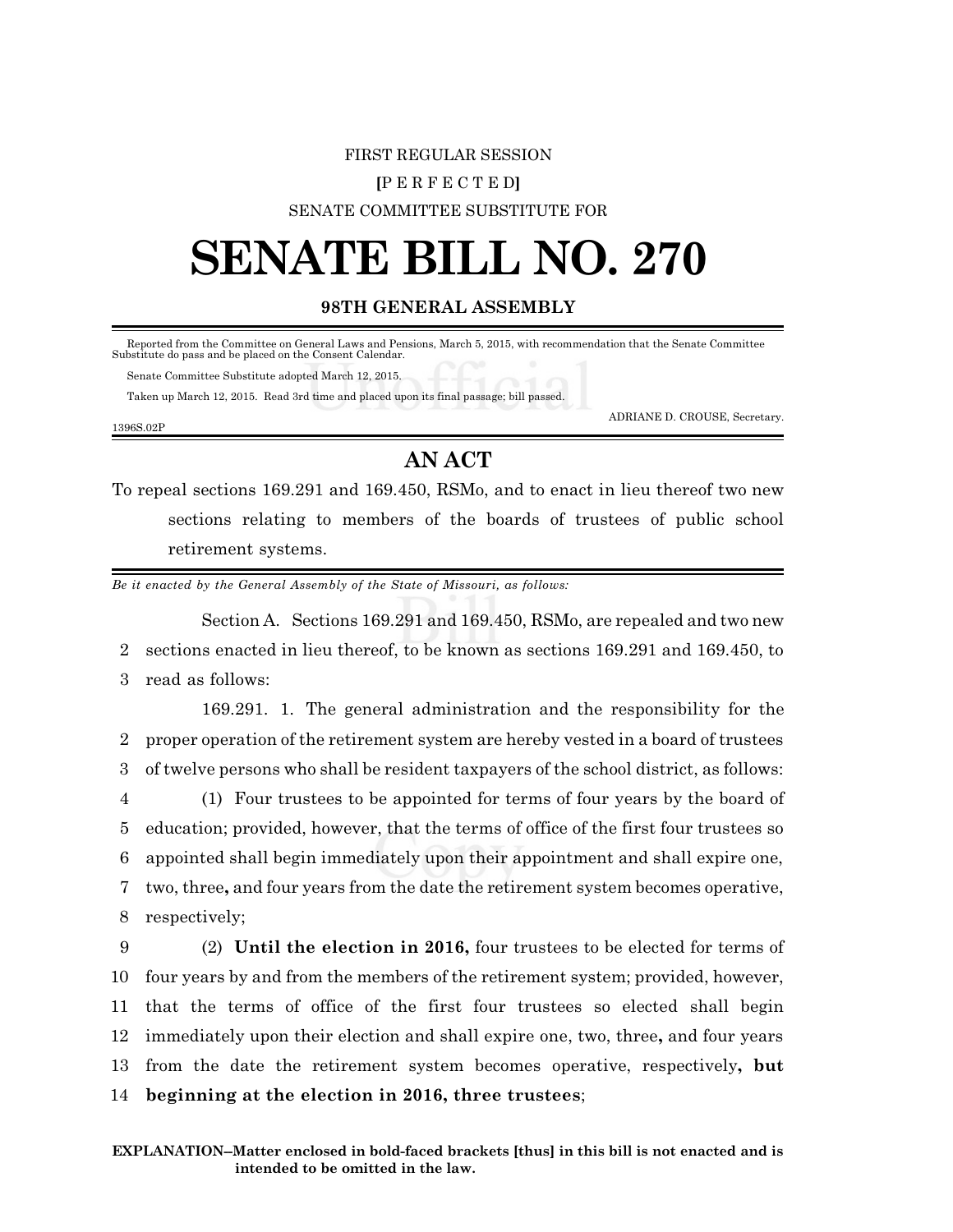FIRST REGULAR SESSION

**[**P E R F E C T E D**]**

SENATE COMMITTEE SUBSTITUTE FOR

# SENATE BILL NO. 270

**98TH GENERAL ASSEMBLY**

Reported from the Committee on General Laws and Pensions, March 5, 2015, with recommendation that the Senate Committee Substitute do pass and be placed on the Consent Calendar.

Senate Committee Substitute adopted March 12, 2015.

Taken up March 12, 2015. Read 3rd time and placed upon its final passage; bill passed.

ADRIANE D. CROUSE, Secretary.

1396S.02P

## AN ACT

To repeal sections 169.291 and 169.450, RSMo, and to enact in lieu thereof two new sections relating to members of the boards of trustees of public school retirement systems.

*Be it enacted by the General Assembly of the State of Missouri, as follows:*

Section A. Sections 169.291 and 169.450, RSMo, are repealed and two new sections enacted in lieu thereof, to be known as sections 169.291 and 169.450, to read as follows:

169.291. 1. The general administration and the responsibility for the proper operation of the retirement system are hereby vested in a board of trustees of twelve persons who shall be resident taxpayers of the school district, as follows:

(1) Four trustees to be appointed for terms of four years by the board of education; provided, however, that the terms of office of the first four trustees so appointed shall begin immediately upon their appointment and shall expire one, two, three**,** and four years from the date the retirement system becomes operative, respectively;

(2) **Until the election in 2016,** four trustees to be elected for terms of four years by and from the members of the retirement system; provided, however, that the terms of office of the first four trustees so elected shall begin immediately upon their election and shall expire one, two, three**,** and four years from the date the retirement system becomes operative, respectively**, but beginning at the election in 2016, three trustees**;

**EXPLANATION–Matter enclosed in bold-faced brackets [thus] in this bill is not enacted and is intended to be omitted in the law.**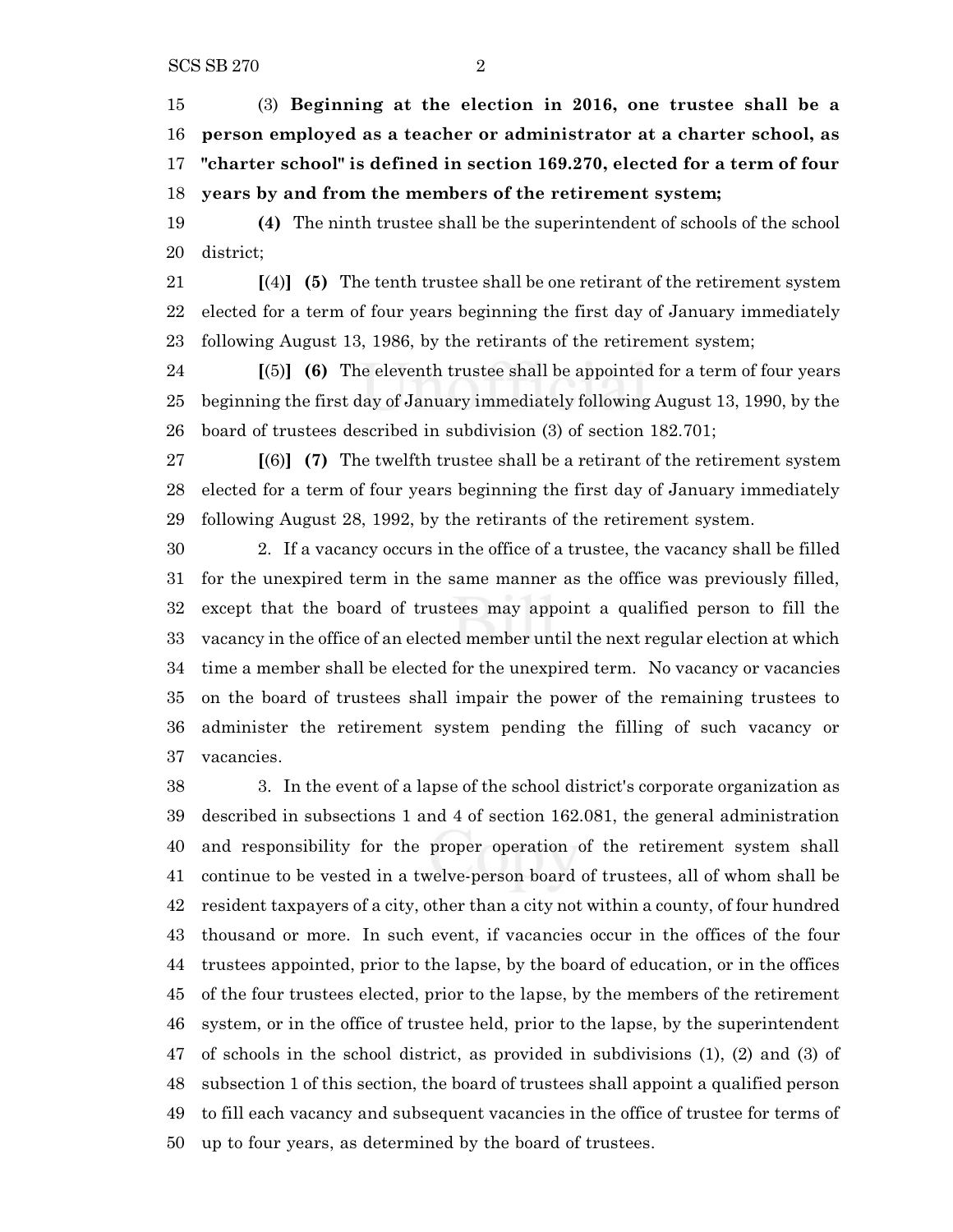(3) **Beginning at the election in 2016, one trustee shall be a person employed as a teacher or administrator at a charter school, as "charter school" is defined in section 169.270, elected for a term of four years by and from the members of the retirement system;**

**(4)** The ninth trustee shall be the superintendent of schools of the school district;

**[**(4)**] (5)** The tenth trustee shall be one retirant of the retirement system elected for a term of four years beginning the first day of January immediately following August 13, 1986, by the retirants of the retirement system;

**[**(5)**] (6)** The eleventh trustee shall be appointed for a term of four years beginning the first day of January immediately following August 13, 1990, by the board of trustees described in subdivision (3) of section 182.701;

**[**(6)**] (7)** The twelfth trustee shall be a retirant of the retirement system elected for a term of four years beginning the first day of January immediately following August 28, 1992, by the retirants of the retirement system.

2. If a vacancy occurs in the office of a trustee, the vacancy shall be filled for the unexpired term in the same manner as the office was previously filled, except that the board of trustees may appoint a qualified person to fill the vacancy in the office of an elected member until the next regular election at which time a member shall be elected for the unexpired term. No vacancy or vacancies on the board of trustees shall impair the power of the remaining trustees to administer the retirement system pending the filling of such vacancy or vacancies.

3. In the event of a lapse of the school district's corporate organization as described in subsections 1 and 4 of section 162.081, the general administration and responsibility for the proper operation of the retirement system shall continue to be vested in a twelve-person board of trustees, all of whom shall be resident taxpayers of a city, other than a city not within a county, of four hundred thousand or more. In such event, if vacancies occur in the offices of the four trustees appointed, prior to the lapse, by the board of education, or in the offices of the four trustees elected, prior to the lapse, by the members of the retirement system, or in the office of trustee held, prior to the lapse, by the superintendent of schools in the school district, as provided in subdivisions (1), (2) and (3) of subsection 1 of this section, the board of trustees shall appoint a qualified person to fill each vacancy and subsequent vacancies in the office of trustee for terms of up to four years, as determined by the board of trustees.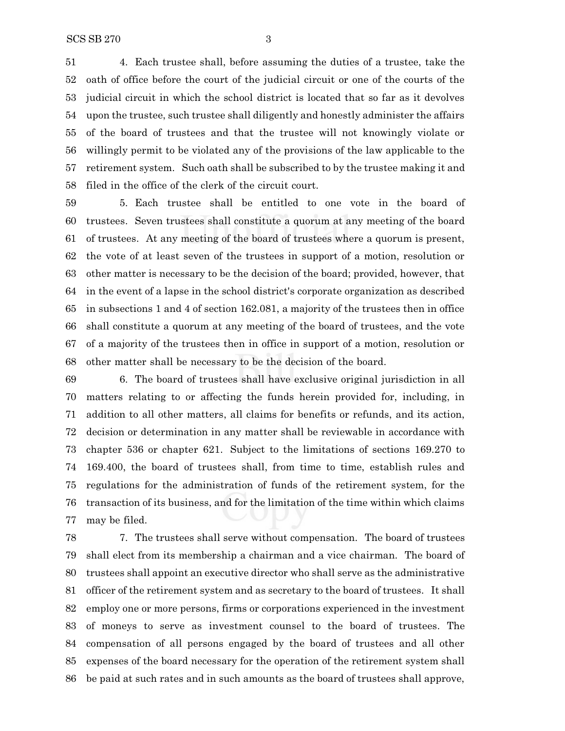4. Each trustee shall, before assuming the duties of a trustee, take the oath of office before the court of the judicial circuit or one of the courts of the judicial circuit in which the school district is located that so far as it devolves upon the trustee, such trustee shall diligently and honestly administer the affairs of the board of trustees and that the trustee will not knowingly violate or willingly permit to be violated any of the provisions of the law applicable to the retirement system. Such oath shall be subscribed to by the trustee making it and filed in the office of the clerk of the circuit court.

5. Each trustee shall be entitled to one vote in the board of trustees. Seven trustees shall constitute a quorum at any meeting of the board of trustees. At any meeting of the board of trustees where a quorum is present, the vote of at least seven of the trustees in support of a motion, resolution or other matter is necessary to be the decision of the board; provided, however, that in the event of a lapse in the school district's corporate organization as described in subsections 1 and 4 of section 162.081, a majority of the trustees then in office shall constitute a quorum at any meeting of the board of trustees, and the vote of a majority of the trustees then in office in support of a motion, resolution or other matter shall be necessary to be the decision of the board.

6. The board of trustees shall have exclusive original jurisdiction in all matters relating to or affecting the funds herein provided for, including, in addition to all other matters, all claims for benefits or refunds, and its action, decision or determination in any matter shall be reviewable in accordance with chapter 536 or chapter 621. Subject to the limitations of sections 169.270 to 169.400, the board of trustees shall, from time to time, establish rules and regulations for the administration of funds of the retirement system, for the transaction of its business, and for the limitation of the time within which claims may be filed.

7. The trustees shall serve without compensation. The board of trustees shall elect from its membership a chairman and a vice chairman. The board of trustees shall appoint an executive director who shall serve as the administrative officer of the retirement system and as secretary to the board of trustees. It shall employ one or more persons, firms or corporations experienced in the investment of moneys to serve as investment counsel to the board of trustees. The compensation of all persons engaged by the board of trustees and all other expenses of the board necessary for the operation of the retirement system shall be paid at such rates and in such amounts as the board of trustees shall approve,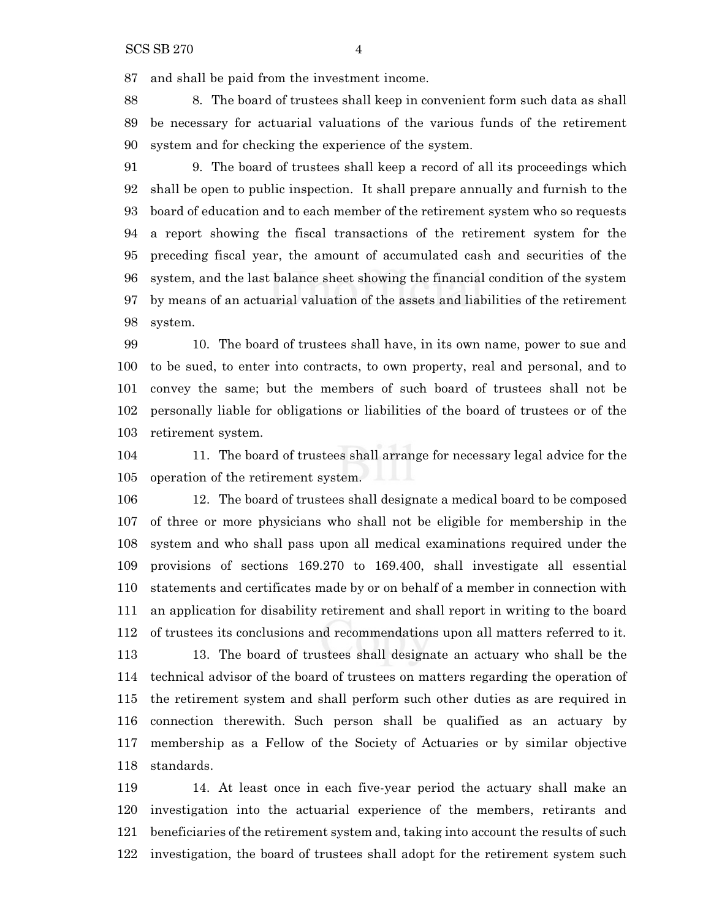and shall be paid from the investment income.

8. The board of trustees shall keep in convenient form such data as shall be necessary for actuarial valuations of the various funds of the retirement system and for checking the experience of the system.

9. The board of trustees shall keep a record of all its proceedings which shall be open to public inspection. It shall prepare annually and furnish to the board of education and to each member of the retirement system who so requests a report showing the fiscal transactions of the retirement system for the preceding fiscal year, the amount of accumulated cash and securities of the system, and the last balance sheet showing the financial condition of the system by means of an actuarial valuation of the assets and liabilities of the retirement system.

10. The board of trustees shall have, in its own name, power to sue and to be sued, to enter into contracts, to own property, real and personal, and to convey the same; but the members of such board of trustees shall not be personally liable for obligations or liabilities of the board of trustees or of the retirement system.

11. The board of trustees shall arrange for necessary legal advice for the operation of the retirement system.

12. The board of trustees shall designate a medical board to be composed of three or more physicians who shall not be eligible for membership in the system and who shall pass upon all medical examinations required under the provisions of sections 169.270 to 169.400, shall investigate all essential statements and certificates made by or on behalf of a member in connection with an application for disability retirement and shall report in writing to the board of trustees its conclusions and recommendations upon all matters referred to it.

13. The board of trustees shall designate an actuary who shall be the technical advisor of the board of trustees on matters regarding the operation of the retirement system and shall perform such other duties as are required in connection therewith. Such person shall be qualified as an actuary by membership as a Fellow of the Society of Actuaries or by similar objective standards.

14. At least once in each five-year period the actuary shall make an investigation into the actuarial experience of the members, retirants and beneficiaries of the retirement system and, taking into account the results of such investigation, the board of trustees shall adopt for the retirement system such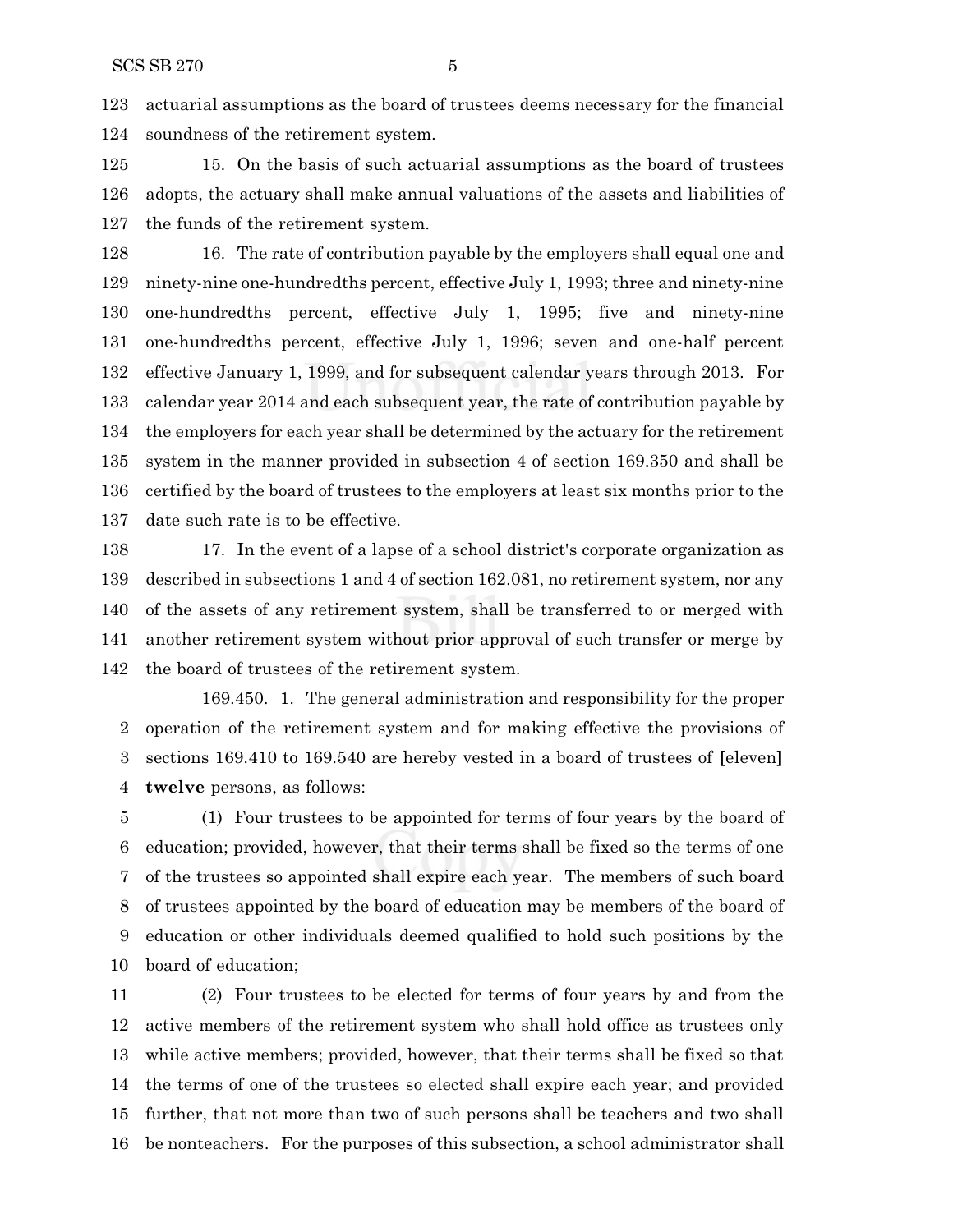actuarial assumptions as the board of trustees deems necessary for the financial soundness of the retirement system.

15. On the basis of such actuarial assumptions as the board of trustees adopts, the actuary shall make annual valuations of the assets and liabilities of the funds of the retirement system.

16. The rate of contribution payable by the employers shall equal one and ninety-nine one-hundredths percent, effective July 1, 1993; three and ninety-nine one-hundredths percent, effective July 1, 1995; five and ninety-nine one-hundredths percent, effective July 1, 1996; seven and one-half percent effective January 1, 1999, and for subsequent calendar years through 2013. For calendar year 2014 and each subsequent year, the rate of contribution payable by the employers for each year shall be determined by the actuary for the retirement system in the manner provided in subsection 4 of section 169.350 and shall be certified by the board of trustees to the employers at least six months prior to the date such rate is to be effective.

17. In the event of a lapse of a school district's corporate organization as described in subsections 1 and 4 of section 162.081, no retirement system, nor any of the assets of any retirement system, shall be transferred to or merged with another retirement system without prior approval of such transfer or merge by the board of trustees of the retirement system.

169.450. 1. The general administration and responsibility for the proper operation of the retirement system and for making effective the provisions of sections 169.410 to 169.540 are hereby vested in a board of trustees of **[**eleven**]** **twelve** persons, as follows:

(1) Four trustees to be appointed for terms of four years by the board of education; provided, however, that their terms shall be fixed so the terms of one of the trustees so appointed shall expire each year. The members of such board of trustees appointed by the board of education may be members of the board of education or other individuals deemed qualified to hold such positions by the board of education;

(2) Four trustees to be elected for terms of four years by and from the active members of the retirement system who shall hold office as trustees only while active members; provided, however, that their terms shall be fixed so that the terms of one of the trustees so elected shall expire each year; and provided further, that not more than two of such persons shall be teachers and two shall be nonteachers. For the purposes of this subsection, a school administrator shall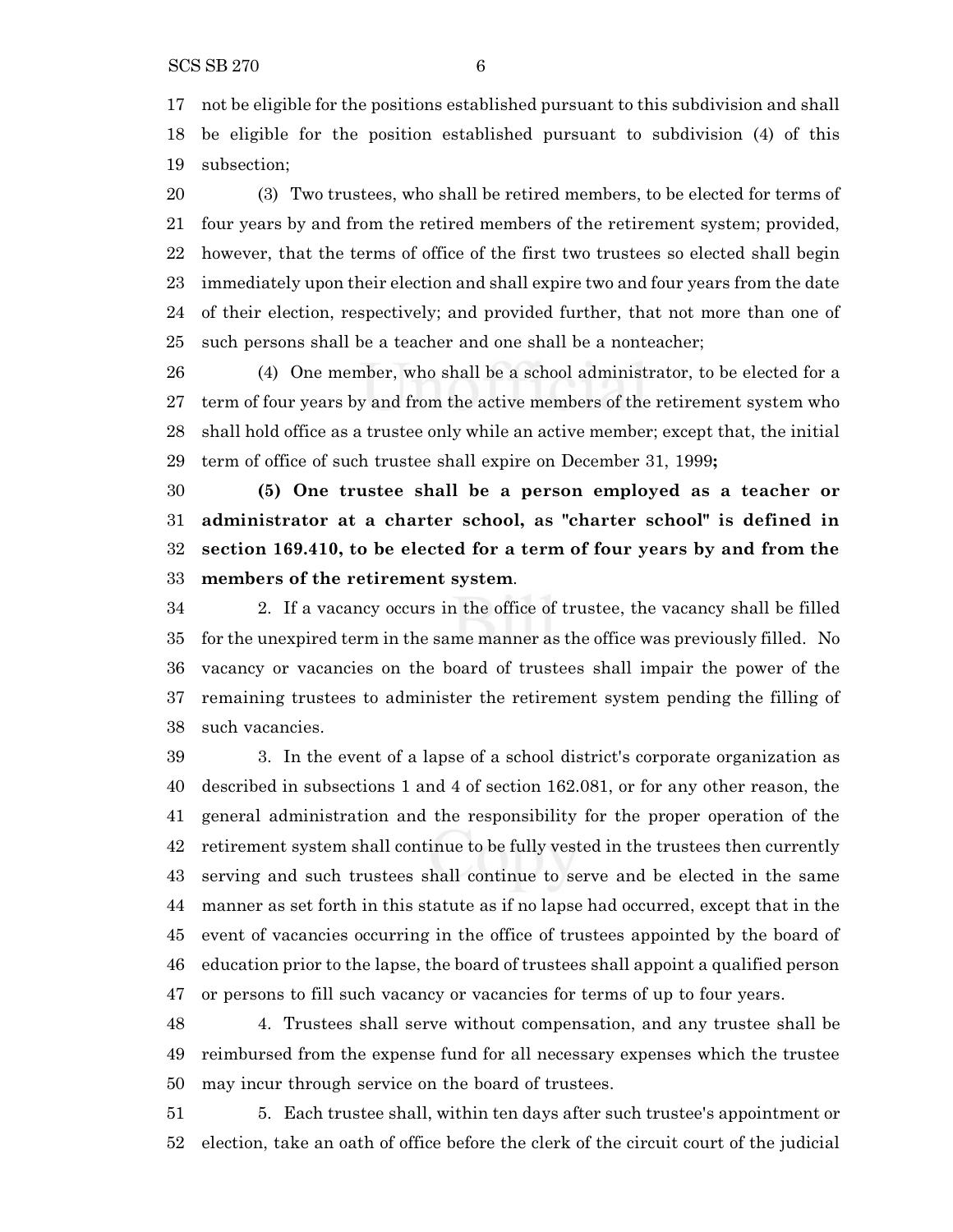not be eligible for the positions established pursuant to this subdivision and shall be eligible for the position established pursuant to subdivision (4) of this subsection;

(3) Two trustees, who shall be retired members, to be elected for terms of four years by and from the retired members of the retirement system; provided, however, that the terms of office of the first two trustees so elected shall begin immediately upon their election and shall expire two and four years from the date of their election, respectively; and provided further, that not more than one of such persons shall be a teacher and one shall be a nonteacher;

(4) One member, who shall be a school administrator, to be elected for a term of four years by and from the active members of the retirement system who shall hold office as a trustee only while an active member; except that, the initial term of office of such trustee shall expire on December 31, 1999**;**

**(5) One trustee shall be a person employed as a teacher or administrator at a charter school, as "charter school" is defined in section 169.410, to be elected for a term of four years by and from the members of the retirement system**.

2. If a vacancy occurs in the office of trustee, the vacancy shall be filled for the unexpired term in the same manner as the office was previously filled. No vacancy or vacancies on the board of trustees shall impair the power of the remaining trustees to administer the retirement system pending the filling of such vacancies.

3. In the event of a lapse of a school district's corporate organization as described in subsections 1 and 4 of section 162.081, or for any other reason, the general administration and the responsibility for the proper operation of the retirement system shall continue to be fully vested in the trustees then currently serving and such trustees shall continue to serve and be elected in the same manner as set forth in this statute as if no lapse had occurred, except that in the event of vacancies occurring in the office of trustees appointed by the board of education prior to the lapse, the board of trustees shall appoint a qualified person or persons to fill such vacancy or vacancies for terms of up to four years.

4. Trustees shall serve without compensation, and any trustee shall be reimbursed from the expense fund for all necessary expenses which the trustee may incur through service on the board of trustees.

5. Each trustee shall, within ten days after such trustee's appointment or election, take an oath of office before the clerk of the circuit court of the judicial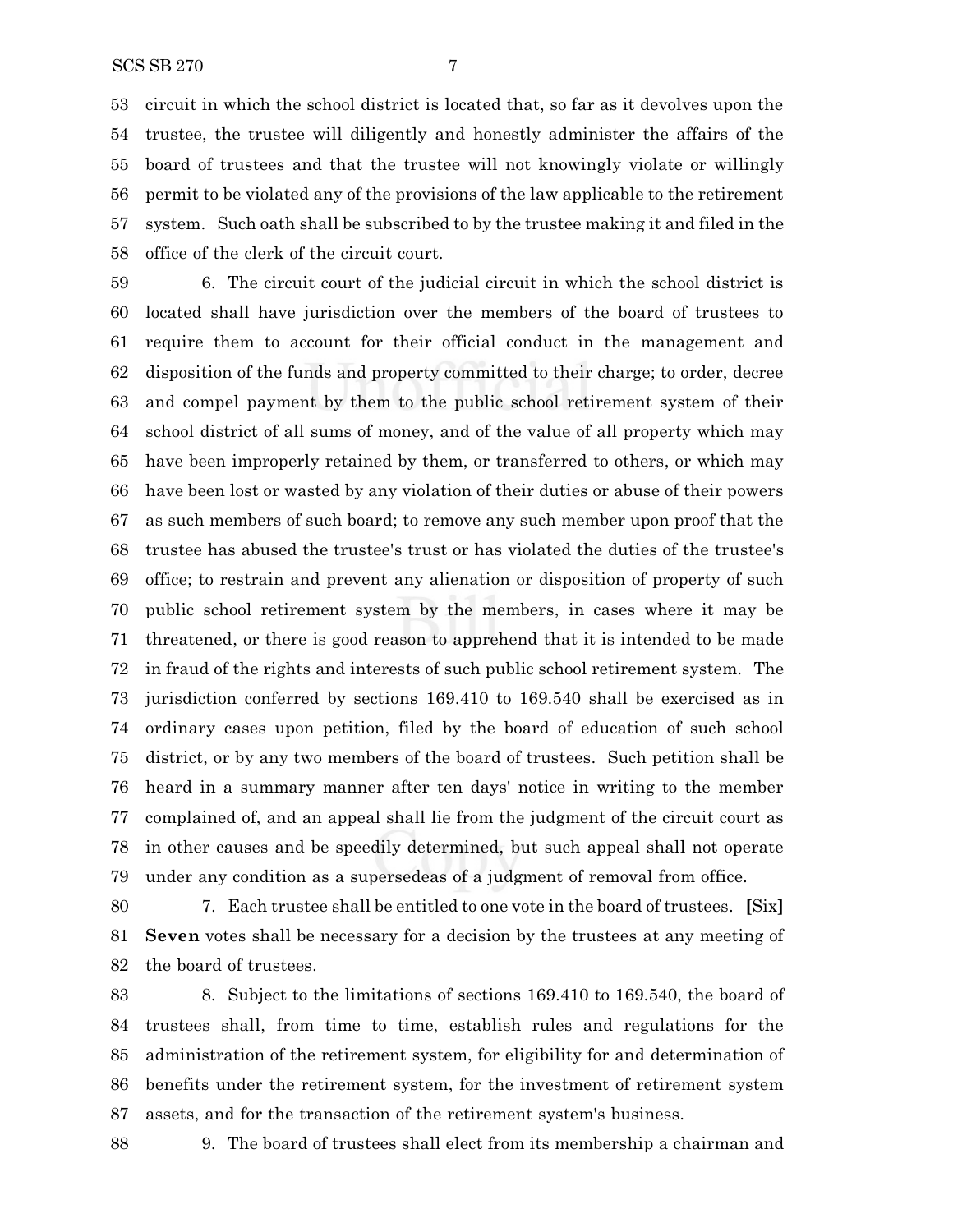circuit in which the school district is located that, so far as it devolves upon the trustee, the trustee will diligently and honestly administer the affairs of the board of trustees and that the trustee will not knowingly violate or willingly permit to be violated any of the provisions of the law applicable to the retirement system. Such oath shall be subscribed to by the trustee making it and filed in the office of the clerk of the circuit court.

6. The circuit court of the judicial circuit in which the school district is located shall have jurisdiction over the members of the board of trustees to require them to account for their official conduct in the management and disposition of the funds and property committed to their charge; to order, decree and compel payment by them to the public school retirement system of their school district of all sums of money, and of the value of all property which may have been improperly retained by them, or transferred to others, or which may have been lost or wasted by any violation of their duties or abuse of their powers as such members of such board; to remove any such member upon proof that the trustee has abused the trustee's trust or has violated the duties of the trustee's office; to restrain and prevent any alienation or disposition of property of such public school retirement system by the members, in cases where it may be threatened, or there is good reason to apprehend that it is intended to be made in fraud of the rights and interests of such public school retirement system. The jurisdiction conferred by sections 169.410 to 169.540 shall be exercised as in ordinary cases upon petition, filed by the board of education of such school district, or by any two members of the board of trustees. Such petition shall be heard in a summary manner after ten days' notice in writing to the member complained of, and an appeal shall lie from the judgment of the circuit court as in other causes and be speedily determined, but such appeal shall not operate under any condition as a supersedeas of a judgment of removal from office.

7. Each trustee shall be entitled to one vote in the board of trustees. **[**Six**]** **Seven** votes shall be necessary for a decision by the trustees at any meeting of the board of trustees.

8. Subject to the limitations of sections 169.410 to 169.540, the board of trustees shall, from time to time, establish rules and regulations for the administration of the retirement system, for eligibility for and determination of benefits under the retirement system, for the investment of retirement system assets, and for the transaction of the retirement system's business.

9. The board of trustees shall elect from its membership a chairman and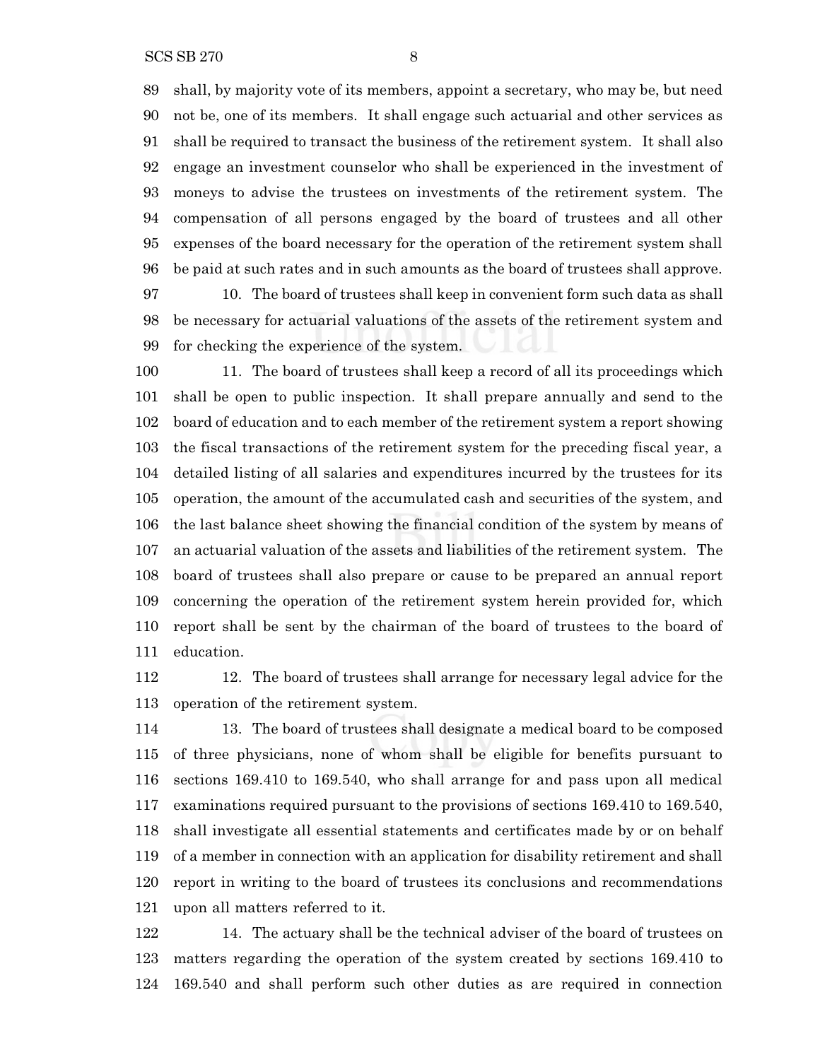shall, by majority vote of its members, appoint a secretary, who may be, but need not be, one of its members. It shall engage such actuarial and other services as shall be required to transact the business of the retirement system. It shall also engage an investment counselor who shall be experienced in the investment of moneys to advise the trustees on investments of the retirement system. The compensation of all persons engaged by the board of trustees and all other expenses of the board necessary for the operation of the retirement system shall be paid at such rates and in such amounts as the board of trustees shall approve.

10. The board of trustees shall keep in convenient form such data as shall be necessary for actuarial valuations of the assets of the retirement system and for checking the experience of the system.

11. The board of trustees shall keep a record of all its proceedings which shall be open to public inspection. It shall prepare annually and send to the board of education and to each member of the retirement system a report showing the fiscal transactions of the retirement system for the preceding fiscal year, a detailed listing of all salaries and expenditures incurred by the trustees for its operation, the amount of the accumulated cash and securities of the system, and the last balance sheet showing the financial condition of the system by means of an actuarial valuation of the assets and liabilities of the retirement system. The board of trustees shall also prepare or cause to be prepared an annual report concerning the operation of the retirement system herein provided for, which report shall be sent by the chairman of the board of trustees to the board of education.

12. The board of trustees shall arrange for necessary legal advice for the operation of the retirement system.

13. The board of trustees shall designate a medical board to be composed of three physicians, none of whom shall be eligible for benefits pursuant to sections 169.410 to 169.540, who shall arrange for and pass upon all medical examinations required pursuant to the provisions of sections 169.410 to 169.540, shall investigate all essential statements and certificates made by or on behalf of a member in connection with an application for disability retirement and shall report in writing to the board of trustees its conclusions and recommendations upon all matters referred to it.

14. The actuary shall be the technical adviser of the board of trustees on matters regarding the operation of the system created by sections 169.410 to 169.540 and shall perform such other duties as are required in connection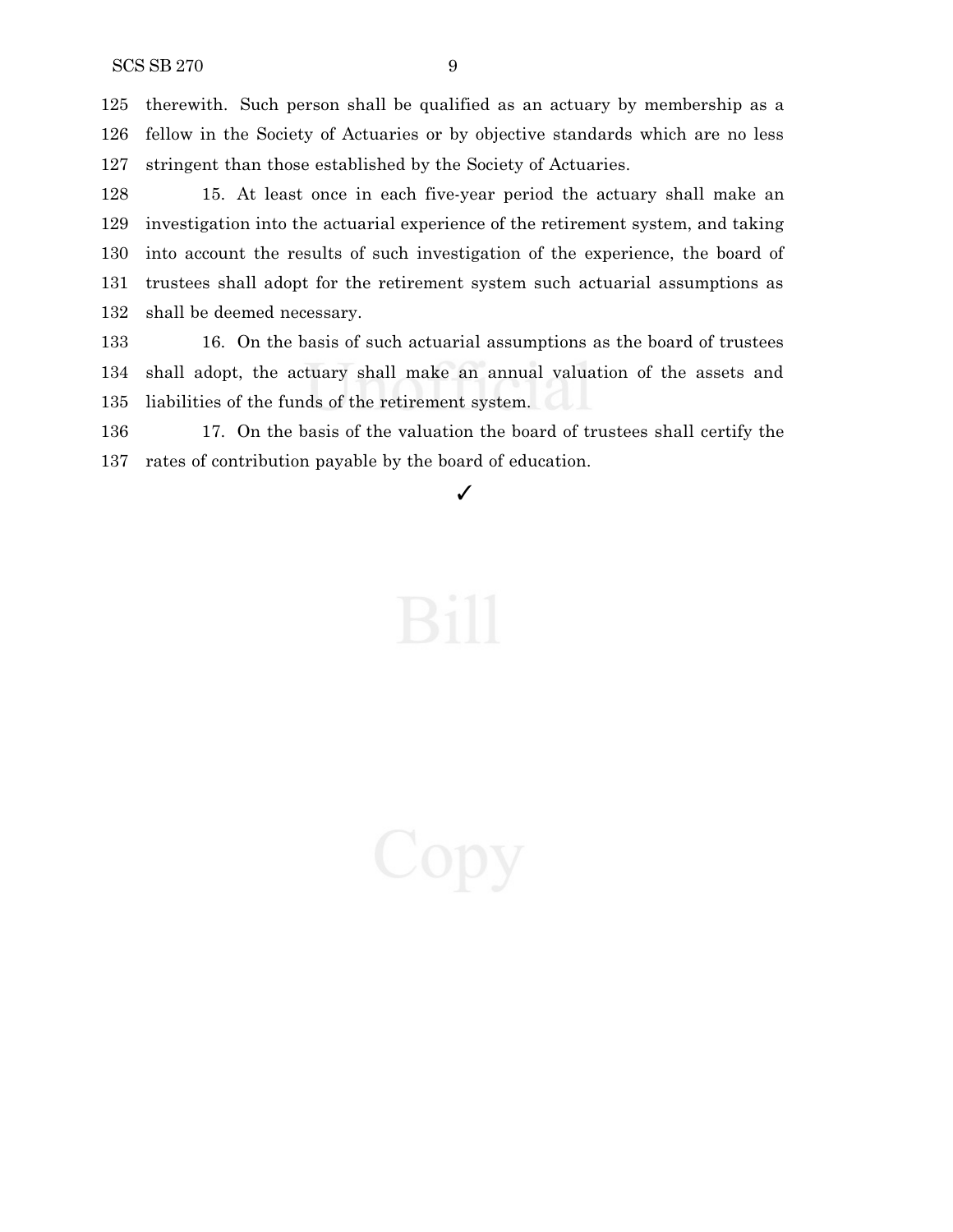therewith. Such person shall be qualified as an actuary by membership as a fellow in the Society of Actuaries or by objective standards which are no less stringent than those established by the Society of Actuaries.

15. At least once in each five-year period the actuary shall make an investigation into the actuarial experience of the retirement system, and taking into account the results of such investigation of the experience, the board of trustees shall adopt for the retirement system such actuarial assumptions as shall be deemed necessary.

16. On the basis of such actuarial assumptions as the board of trustees shall adopt, the actuary shall make an annual valuation of the assets and liabilities of the funds of the retirement system.

17. On the basis of the valuation the board of trustees shall certify the rates of contribution payable by the board of education.

✓